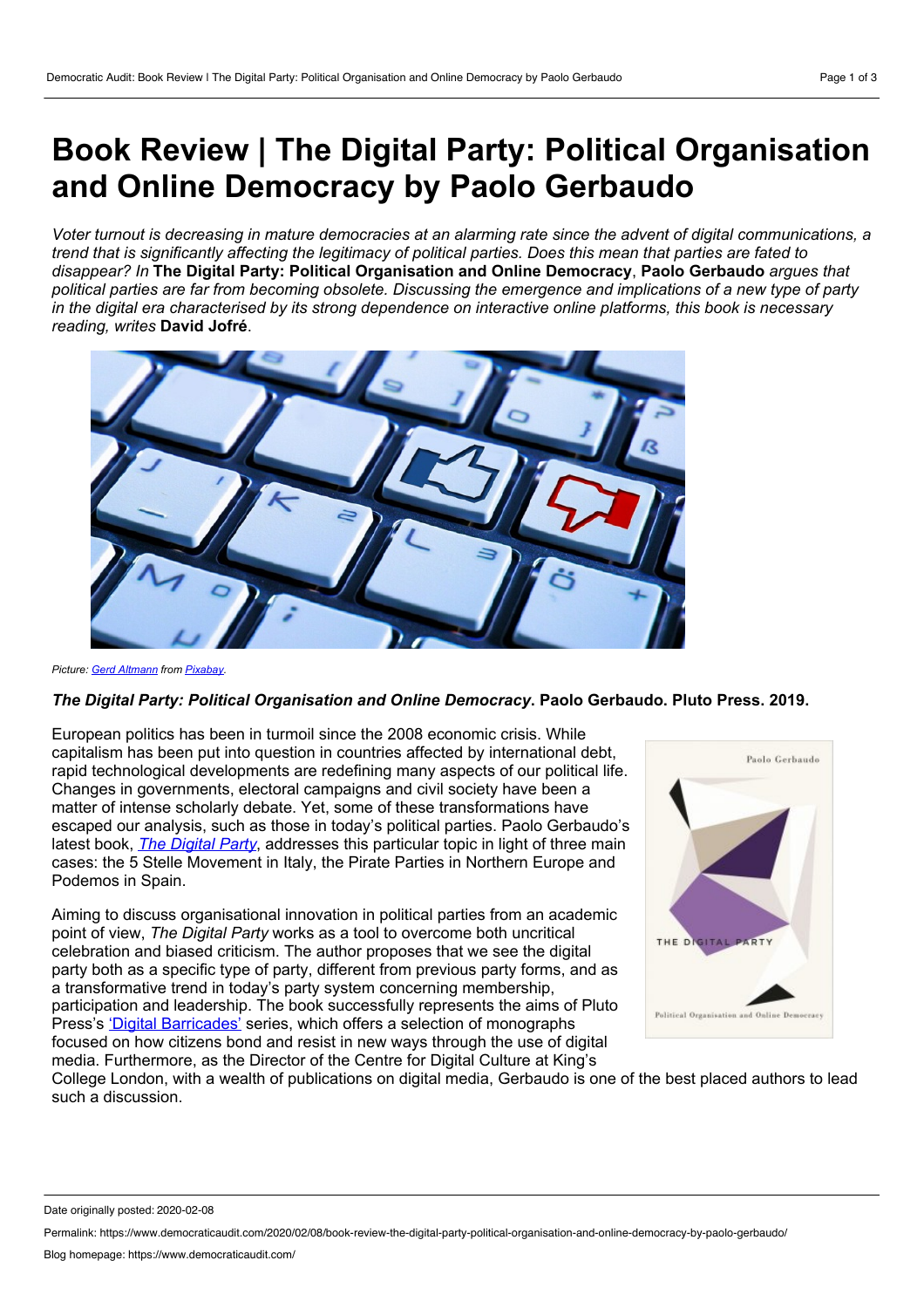# Book Review | The Digital Party: Political Organisation and Online Democracy by Paolo Gerbaudo

*Voter turnout is decreasing in mature democracies at an alarming rate since the advent of digital communications, a trend that is significantly affecting the legitimacy of political parties. Does this mean that parties are fated to disappear? In* **The Digital Party: Political Organisation and Online Democracy**, **Paolo Gerbaudo** *argues that political parties are far from becoming obsolete. Discussing the emergence and implications of a new type of party in the digital era characterised by its strong dependence on interactive online platforms, this book is necessary reading, writes* **David Jofré**.

*Picture: Gerd Altmann from Pixabay.*

***The Digital Party: Political Organisation and Online Democracy*. Paolo Gerbaudo. Pluto Press. 2019.**

European politics has been in turmoil since the 2008 economic crisis. While capitalism has been put into question in countries affected by international debt, rapid technological developments are redefining many aspects of our political life. Changes in governments, electoral campaigns and civil society have been a matter of intense scholarly debate. Yet, some of these transformations have escaped our analysis, such as those in today's political parties. Paolo Gerbaudo's latest book, *The Digital Party*, addresses this particular topic in light of three main cases: the 5 Stelle Movement in Italy, the Pirate Parties in Northern Europe and Podemos in Spain.

Aiming to discuss organisational innovation in political parties from an academic point of view, *The Digital Party* works as a tool to overcome both uncritical celebration and biased criticism. The author proposes that we see the digital party both as a specific type of party, different from previous party forms, and as a transformative trend in today's party system concerning membership, participation and leadership. The book successfully represents the aims of Pluto Press's 'Digital Barricades' series, which offers a selection of monographs focused on how citizens bond and resist in new ways through the use of digital media. Furthermore, as the Director of the Centre for Digital Culture at King's College London, with a wealth of publications on digital media, Gerbaudo is one of the best placed authors to lead such a discussion.

Date originally posted: 2020-02-08

Permalink: https://www.democraticaudit.com/2020/02/08/book-review-the-digital-party-political-organisation-and-online-democracy-by-paolo-gerbaudo/

Blog homepage: https://www.democraticaudit.com/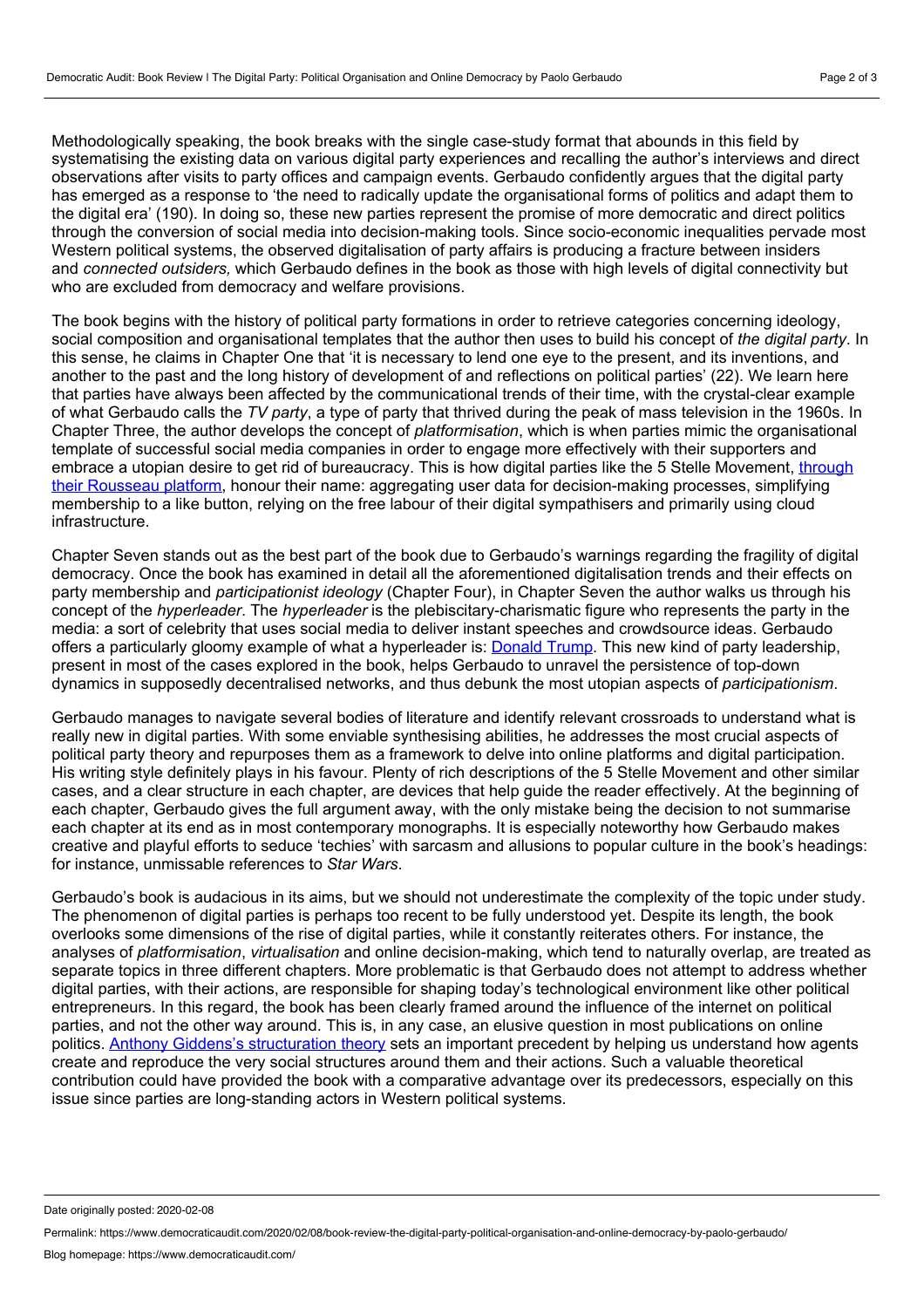Methodologically speaking, the book breaks with the single case-study format that abounds in this field by systematising the existing data on various digital party experiences and recalling the author's interviews and direct observations after visits to party offices and campaign events. Gerbaudo confidently argues that the digital party has emerged as a response to 'the need to radically update the organisational forms of politics and adapt them to the digital era' (190). In doing so, these new parties represent the promise of more democratic and direct politics through the conversion of social media into decision-making tools. Since socio-economic inequalities pervade most Western political systems, the observed digitalisation of party affairs is producing a fracture between insiders and *connected outsiders,* which Gerbaudo defines in the book as those with high levels of digital connectivity but who are excluded from democracy and welfare provisions.

The book begins with the history of political party formations in order to retrieve categories concerning ideology, social composition and organisational templates that the author then uses to build his concept of *the digital party*. In this sense, he claims in Chapter One that 'it is necessary to lend one eye to the present, and its inventions, and another to the past and the long history of development of and reflections on political parties' (22). We learn here that parties have always been affected by the communicational trends of their time, with the crystal-clear example of what Gerbaudo calls the *TV party*, a type of party that thrived during the peak of mass television in the 1960s. In Chapter Three, the author develops the concept of *platformisation*, which is when parties mimic the organisational template of successful social media companies in order to engage more effectively with their supporters and embrace a utopian desire to get rid of bureaucracy. This is how digital parties like the 5 Stelle Movement, through their Rousseau platform, honour their name: aggregating user data for decision-making processes, simplifying membership to a like button, relying on the free labour of their digital sympathisers and primarily using cloud infrastructure.

Chapter Seven stands out as the best part of the book due to Gerbaudo's warnings regarding the fragility of digital democracy. Once the book has examined in detail all the aforementioned digitalisation trends and their effects on party membership and *participationist ideology* (Chapter Four), in Chapter Seven the author walks us through his concept of the *hyperleader*. The *hyperleader* is the plebiscitary-charismatic figure who represents the party in the media: a sort of celebrity that uses social media to deliver instant speeches and crowdsource ideas. Gerbaudo offers a particularly gloomy example of what a hyperleader is: Donald Trump. This new kind of party leadership, present in most of the cases explored in the book, helps Gerbaudo to unravel the persistence of top-down dynamics in supposedly decentralised networks, and thus debunk the most utopian aspects of *participationism*.

Gerbaudo manages to navigate several bodies of literature and identify relevant crossroads to understand what is really new in digital parties. With some enviable synthesising abilities, he addresses the most crucial aspects of political party theory and repurposes them as a framework to delve into online platforms and digital participation. His writing style definitely plays in his favour. Plenty of rich descriptions of the 5 Stelle Movement and other similar cases, and a clear structure in each chapter, are devices that help guide the reader effectively. At the beginning of each chapter, Gerbaudo gives the full argument away, with the only mistake being the decision to not summarise each chapter at its end as in most contemporary monographs. It is especially noteworthy how Gerbaudo makes creative and playful efforts to seduce 'techies' with sarcasm and allusions to popular culture in the book's headings: for instance, unmissable references to *Star Wars*.

Gerbaudo's book is audacious in its aims, but we should not underestimate the complexity of the topic under study. The phenomenon of digital parties is perhaps too recent to be fully understood yet. Despite its length, the book overlooks some dimensions of the rise of digital parties, while it constantly reiterates others. For instance, the analyses of *platformisation*, *virtualisation* and online decision-making, which tend to naturally overlap, are treated as separate topics in three different chapters. More problematic is that Gerbaudo does not attempt to address whether digital parties, with their actions, are responsible for shaping today's technological environment like other political entrepreneurs. In this regard, the book has been clearly framed around the influence of the internet on political parties, and not the other way around. This is, in any case, an elusive question in most publications on online politics. Anthony Giddens's structuration theory sets an important precedent by helping us understand how agents create and reproduce the very social structures around them and their actions. Such a valuable theoretical contribution could have provided the book with a comparative advantage over its predecessors, especially on this issue since parties are long-standing actors in Western political systems.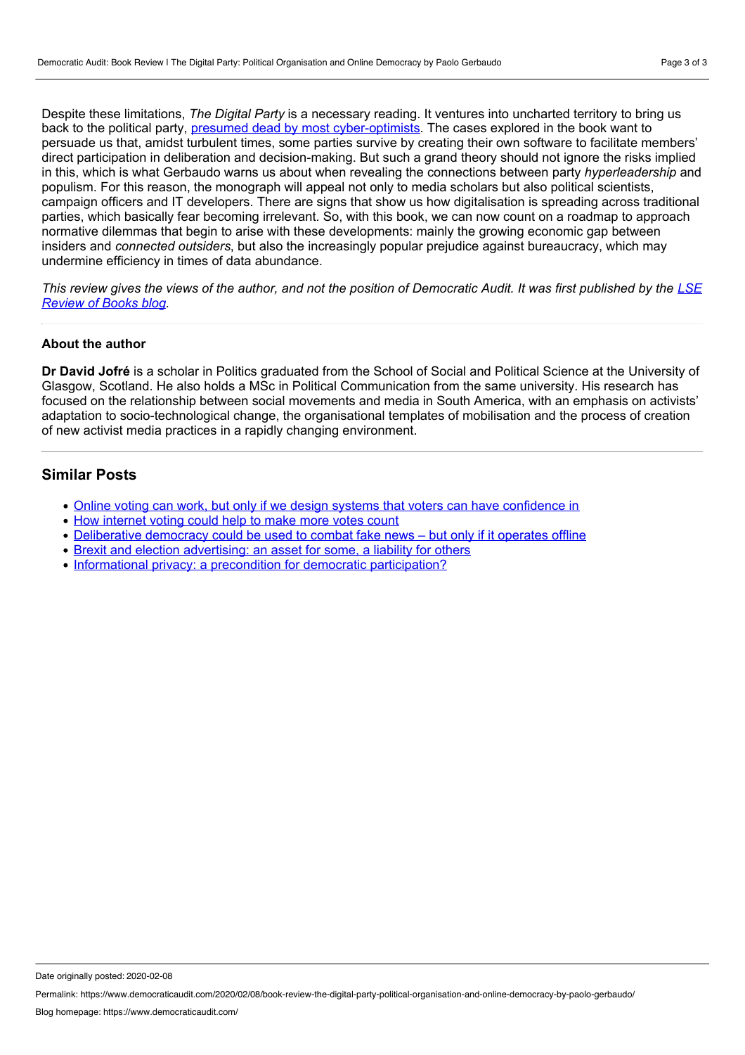Despite these limitations, *The Digital Party* is a necessary reading. It ventures into uncharted territory to bring us back to the political party, presumed dead by most cyber-optimists. The cases explored in the book want to persuade us that, amidst turbulent times, some parties survive by creating their own software to facilitate members' direct participation in deliberation and decision-making. But such a grand theory should not ignore the risks implied in this, which is what Gerbaudo warns us about when revealing the connections between party *hyperleadership* and populism. For this reason, the monograph will appeal not only to media scholars but also political scientists, campaign officers and IT developers. There are signs that show us how digitalisation is spreading across traditional parties, which basically fear becoming irrelevant. So, with this book, we can now count on a roadmap to approach normative dilemmas that begin to arise with these developments: mainly the growing economic gap between insiders and *connected outsiders*, but also the increasingly popular prejudice against bureaucracy, which may undermine efficiency in times of data abundance.

*This review gives the views of the author, and not the position of Democratic Audit. It was first published by the LSE Review of Books blog.*

---

**About the author**

**Dr David Jofré** is a scholar in Politics graduated from the School of Social and Political Science at the University of Glasgow, Scotland. He also holds a MSc in Political Communication from the same university. His research has focused on the relationship between social movements and media in South America, with an emphasis on activists' adaptation to socio-technological change, the organisational templates of mobilisation and the process of creation of new activist media practices in a rapidly changing environment.

---

## Similar Posts

- Online voting can work, but only if we design systems that voters can have confidence in
- How internet voting could help to make more votes count
- Deliberative democracy could be used to combat fake news – but only if it operates offline
- Brexit and election advertising: an asset for some, a liability for others
- Informational privacy: a precondition for democratic participation?

Date originally posted: 2020-02-08

Permalink: https://www.democraticaudit.com/2020/02/08/book-review-the-digital-party-political-organisation-and-online-democracy-by-paolo-gerbaudo/

Blog homepage: https://www.democraticaudit.com/